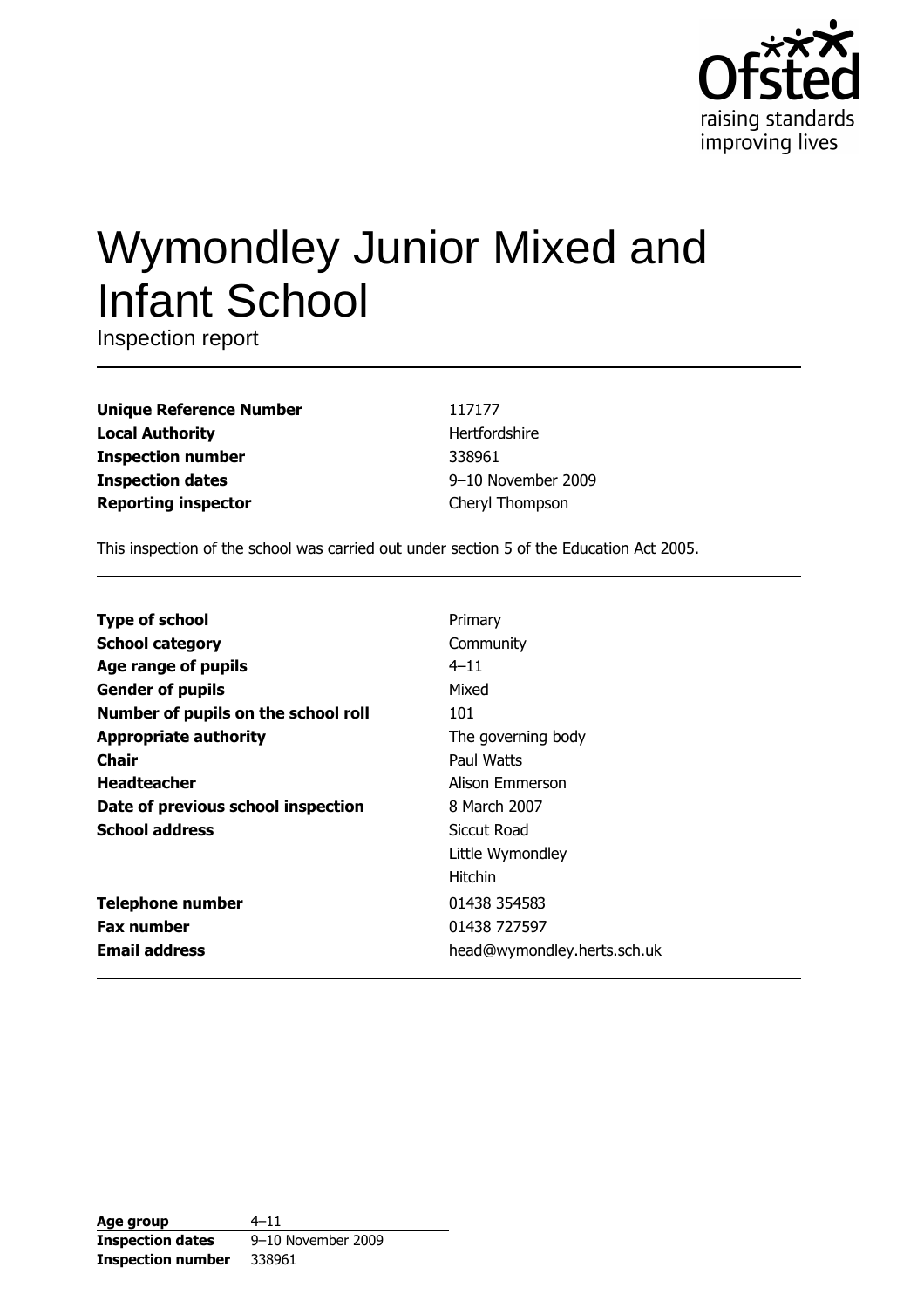# Wymondley Junior Mixed and Infant School

Inspection report

| | |
|---|---|
| **Unique Reference Number** | 117177 |
| **Local Authority** | Hertfordshire |
| **Inspection number** | 338961 |
| **Inspection dates** | 9–10 November 2009 |
| **Reporting inspector** | Cheryl Thompson |

This inspection of the school was carried out under section 5 of the Education Act 2005.

| | |
|---|---|
| **Type of school** | Primary |
| **School category** | Community |
| **Age range of pupils** | 4–11 |
| **Gender of pupils** | Mixed |
| **Number of pupils on the school roll** | 101 |
| **Appropriate authority** | The governing body |
| **Chair** | Paul Watts |
| **Headteacher** | Alison Emmerson |
| **Date of previous school inspection** | 8 March 2007 |
| **School address** | Siccut Road<br>Little Wymondley<br>Hitchin |
| **Telephone number** | 01438 354583 |
| **Fax number** | 01438 727597 |
| **Email address** | head@wymondley.herts.sch.uk |

| | |
|---|---|
| **Age group** | 4–11 |
| **Inspection dates** | 9–10 November 2009 |
| **Inspection number** | 338961 |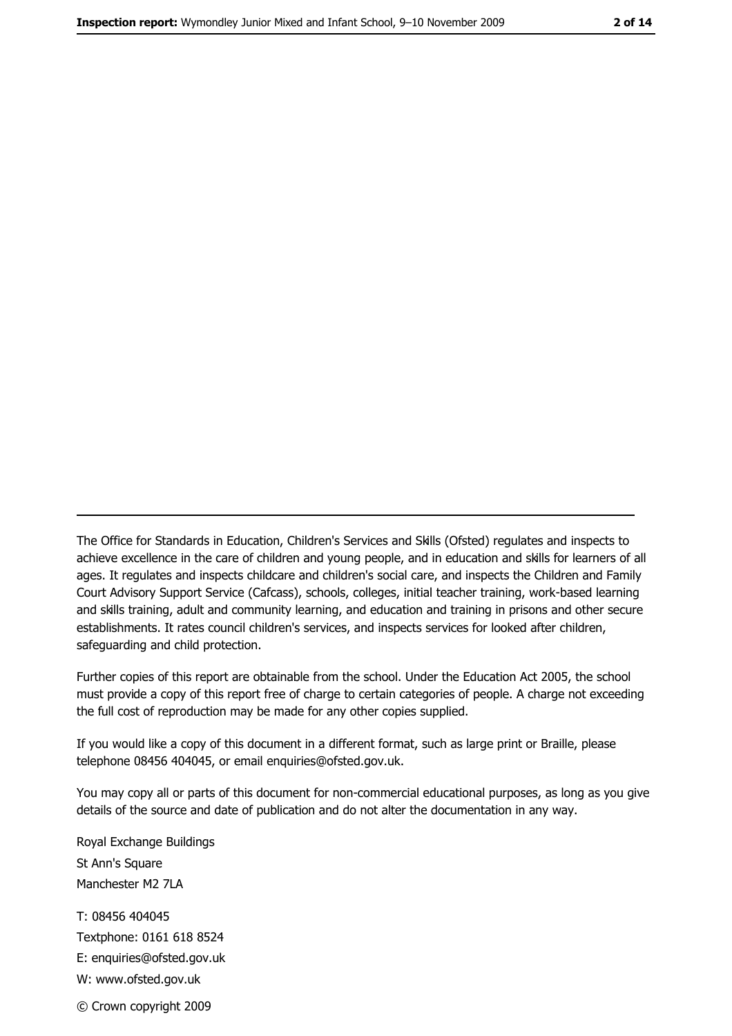The Office for Standards in Education, Children's Services and Skills (Ofsted) regulates and inspects to achieve excellence in the care of children and young people, and in education and skills for learners of all ages. It regulates and inspects childcare and children's social care, and inspects the Children and Family Court Advisory Support Service (Cafcass), schools, colleges, initial teacher training, work-based learning and skills training, adult and community learning, and education and training in prisons and other secure establishments. It rates council children's services, and inspects services for looked after children, safeguarding and child protection.

Further copies of this report are obtainable from the school. Under the Education Act 2005, the school must provide a copy of this report free of charge to certain categories of people. A charge not exceeding the full cost of reproduction may be made for any other copies supplied.

If you would like a copy of this document in a different format, such as large print or Braille, please telephone 08456 404045, or email enquiries@ofsted.gov.uk.

You may copy all or parts of this document for non-commercial educational purposes, as long as you give details of the source and date of publication and do not alter the documentation in any way.

Royal Exchange Buildings
St Ann's Square
Manchester M2 7LA

T: 08456 404045
Textphone: 0161 618 8524
E: enquiries@ofsted.gov.uk
W: www.ofsted.gov.uk

© Crown copyright 2009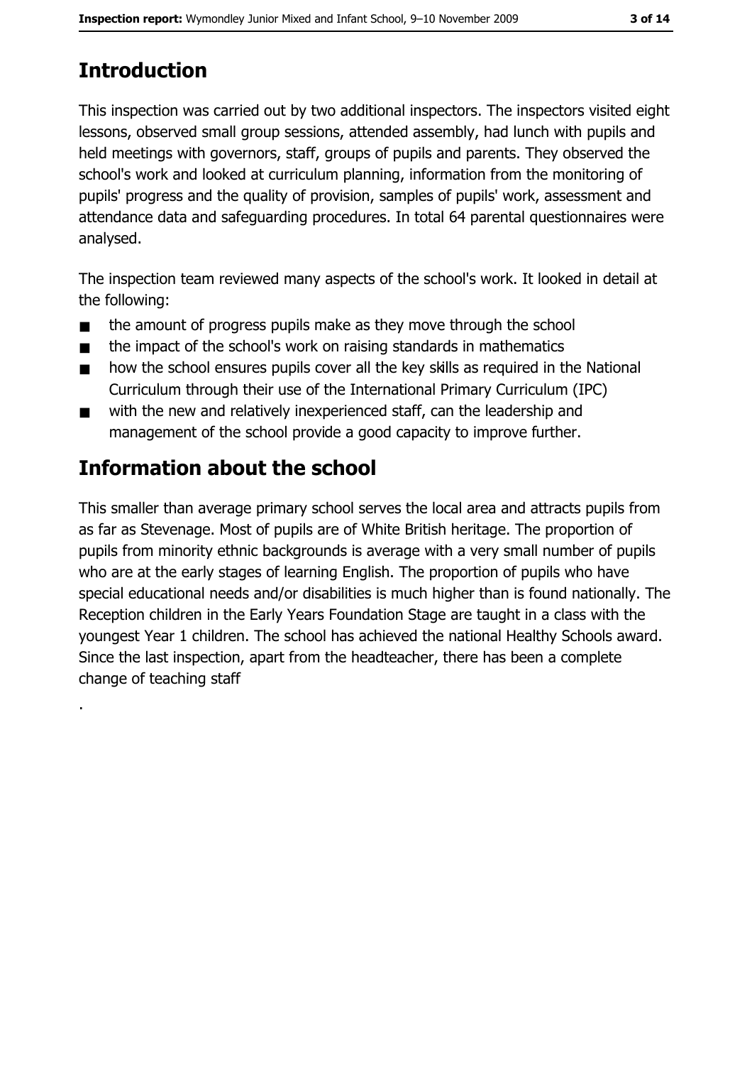## Introduction

This inspection was carried out by two additional inspectors. The inspectors visited eight lessons, observed small group sessions, attended assembly, had lunch with pupils and held meetings with governors, staff, groups of pupils and parents. They observed the school's work and looked at curriculum planning, information from the monitoring of pupils' progress and the quality of provision, samples of pupils' work, assessment and attendance data and safeguarding procedures. In total 64 parental questionnaires were analysed.

The inspection team reviewed many aspects of the school's work. It looked in detail at the following:

- the amount of progress pupils make as they move through the school
- the impact of the school's work on raising standards in mathematics
- how the school ensures pupils cover all the key skills as required in the National Curriculum through their use of the International Primary Curriculum (IPC)
- with the new and relatively inexperienced staff, can the leadership and management of the school provide a good capacity to improve further.

## Information about the school

This smaller than average primary school serves the local area and attracts pupils from as far as Stevenage. Most of pupils are of White British heritage. The proportion of pupils from minority ethnic backgrounds is average with a very small number of pupils who are at the early stages of learning English. The proportion of pupils who have special educational needs and/or disabilities is much higher than is found nationally. The Reception children in the Early Years Foundation Stage are taught in a class with the youngest Year 1 children. The school has achieved the national Healthy Schools award. Since the last inspection, apart from the headteacher, there has been a complete change of teaching staff

.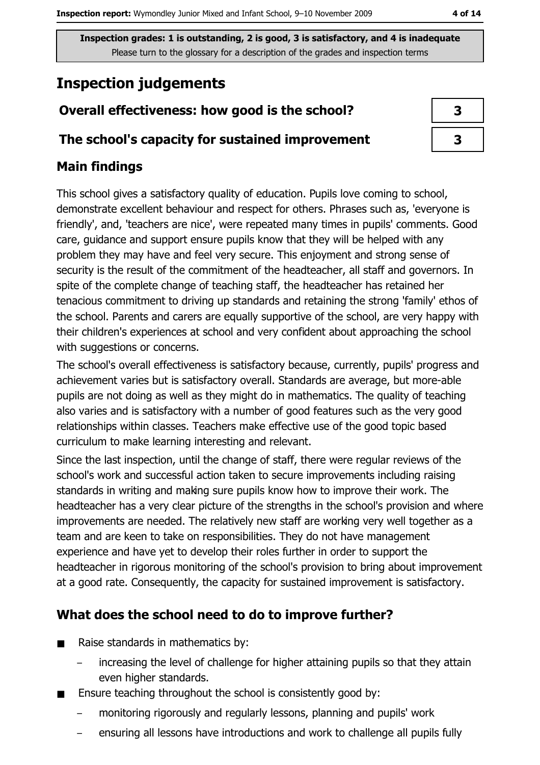Inspection grades: 1 is outstanding, 2 is good, 3 is satisfactory, and 4 is inadequate
Please turn to the glossary for a description of the grades and inspection terms

# Inspection judgements

| Overall effectiveness: how good is the school? | 3 |
|---|---|
| The school's capacity for sustained improvement | 3 |

## Main findings

This school gives a satisfactory quality of education. Pupils love coming to school, demonstrate excellent behaviour and respect for others. Phrases such as, 'everyone is friendly', and, 'teachers are nice', were repeated many times in pupils' comments. Good care, guidance and support ensure pupils know that they will be helped with any problem they may have and feel very secure. This enjoyment and strong sense of security is the result of the commitment of the headteacher, all staff and governors. In spite of the complete change of teaching staff, the headteacher has retained her tenacious commitment to driving up standards and retaining the strong 'family' ethos of the school. Parents and carers are equally supportive of the school, are very happy with their children's experiences at school and very confident about approaching the school with suggestions or concerns.

The school's overall effectiveness is satisfactory because, currently, pupils' progress and achievement varies but is satisfactory overall. Standards are average, but more-able pupils are not doing as well as they might do in mathematics. The quality of teaching also varies and is satisfactory with a number of good features such as the very good relationships within classes. Teachers make effective use of the good topic based curriculum to make learning interesting and relevant.

Since the last inspection, until the change of staff, there were regular reviews of the school's work and successful action taken to secure improvements including raising standards in writing and making sure pupils know how to improve their work. The headteacher has a very clear picture of the strengths in the school's provision and where improvements are needed. The relatively new staff are working very well together as a team and are keen to take on responsibilities. They do not have management experience and have yet to develop their roles further in order to support the headteacher in rigorous monitoring of the school's provision to bring about improvement at a good rate. Consequently, the capacity for sustained improvement is satisfactory.

## What does the school need to do to improve further?

- Raise standards in mathematics by:
  - increasing the level of challenge for higher attaining pupils so that they attain even higher standards.
- Ensure teaching throughout the school is consistently good by:
  - monitoring rigorously and regularly lessons, planning and pupils' work
  - ensuring all lessons have introductions and work to challenge all pupils fully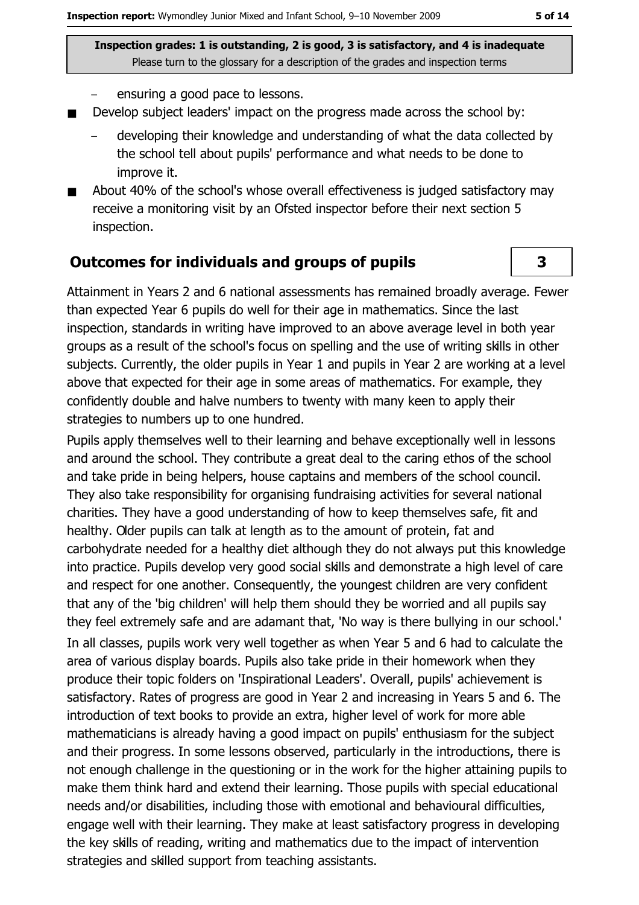**Inspection grades: 1 is outstanding, 2 is good, 3 is satisfactory, and 4 is inadequate**
Please turn to the glossary for a description of the grades and inspection terms

- ensuring a good pace to lessons.

- Develop subject leaders' impact on the progress made across the school by:
  - developing their knowledge and understanding of what the data collected by the school tell about pupils' performance and what needs to be done to improve it.
- About 40% of the school's whose overall effectiveness is judged satisfactory may receive a monitoring visit by an Ofsted inspector before their next section 5 inspection.

## Outcomes for individuals and groups of pupils — 3

Attainment in Years 2 and 6 national assessments has remained broadly average. Fewer than expected Year 6 pupils do well for their age in mathematics. Since the last inspection, standards in writing have improved to an above average level in both year groups as a result of the school's focus on spelling and the use of writing skills in other subjects. Currently, the older pupils in Year 1 and pupils in Year 2 are working at a level above that expected for their age in some areas of mathematics. For example, they confidently double and halve numbers to twenty with many keen to apply their strategies to numbers up to one hundred.

Pupils apply themselves well to their learning and behave exceptionally well in lessons and around the school. They contribute a great deal to the caring ethos of the school and take pride in being helpers, house captains and members of the school council. They also take responsibility for organising fundraising activities for several national charities. They have a good understanding of how to keep themselves safe, fit and healthy. Older pupils can talk at length as to the amount of protein, fat and carbohydrate needed for a healthy diet although they do not always put this knowledge into practice. Pupils develop very good social skills and demonstrate a high level of care and respect for one another. Consequently, the youngest children are very confident that any of the 'big children' will help them should they be worried and all pupils say they feel extremely safe and are adamant that, 'No way is there bullying in our school.'

In all classes, pupils work very well together as when Year 5 and 6 had to calculate the area of various display boards. Pupils also take pride in their homework when they produce their topic folders on 'Inspirational Leaders'. Overall, pupils' achievement is satisfactory. Rates of progress are good in Year 2 and increasing in Years 5 and 6. The introduction of text books to provide an extra, higher level of work for more able mathematicians is already having a good impact on pupils' enthusiasm for the subject and their progress. In some lessons observed, particularly in the introductions, there is not enough challenge in the questioning or in the work for the higher attaining pupils to make them think hard and extend their learning. Those pupils with special educational needs and/or disabilities, including those with emotional and behavioural difficulties, engage well with their learning. They make at least satisfactory progress in developing the key skills of reading, writing and mathematics due to the impact of intervention strategies and skilled support from teaching assistants.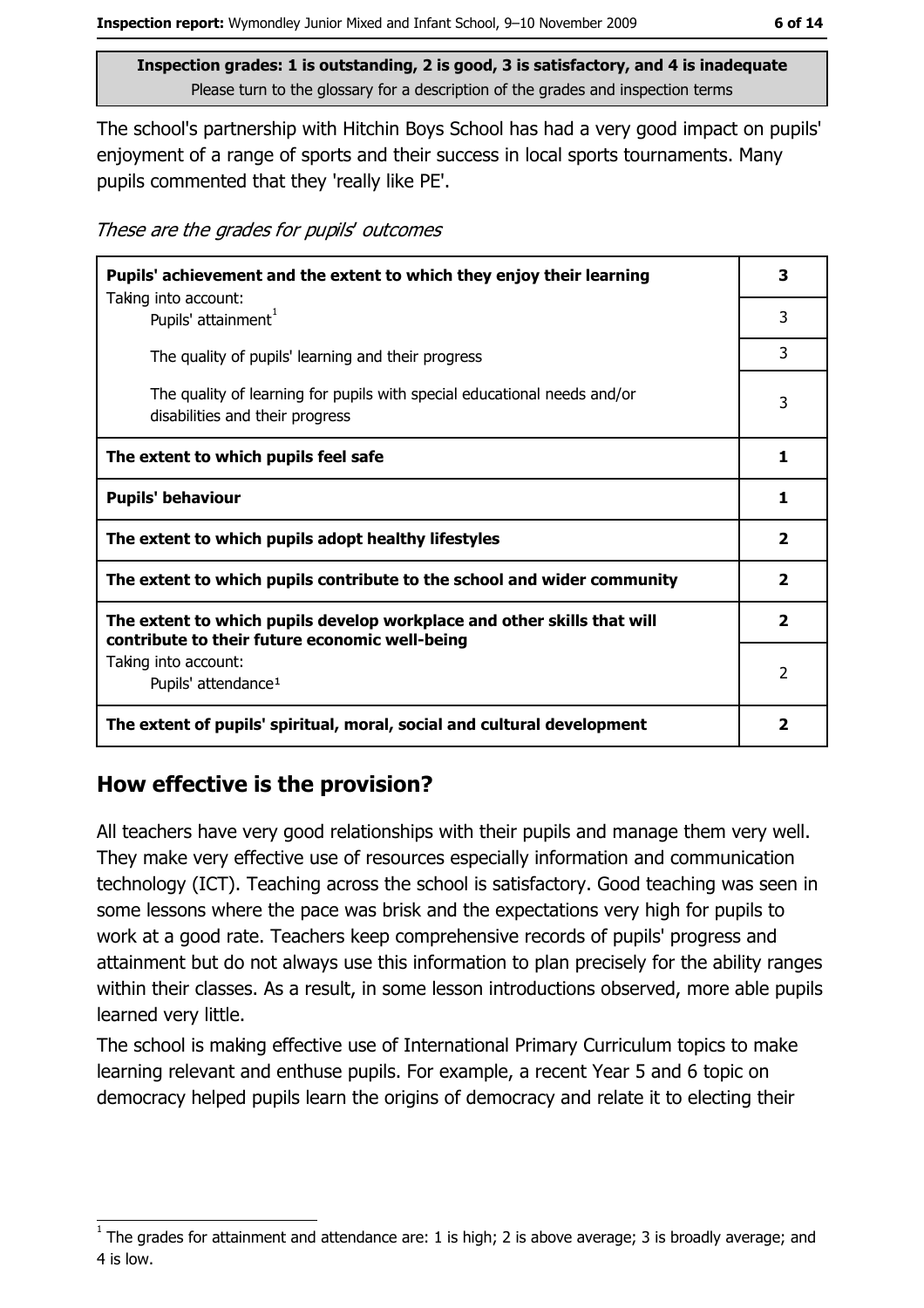**Inspection grades: 1 is outstanding, 2 is good, 3 is satisfactory, and 4 is inadequate**
Please turn to the glossary for a description of the grades and inspection terms

The school's partnership with Hitchin Boys School has had a very good impact on pupils' enjoyment of a range of sports and their success in local sports tournaments. Many pupils commented that they 'really like PE'.

*These are the grades for pupils' outcomes*

| | |
|---|---|
| **Pupils' achievement and the extent to which they enjoy their learning** | **3** |
| Taking into account: Pupils' attainment[1] | 3 |
| The quality of pupils' learning and their progress | 3 |
| The quality of learning for pupils with special educational needs and/or disabilities and their progress | 3 |
| **The extent to which pupils feel safe** | **1** |
| **Pupils' behaviour** | **1** |
| **The extent to which pupils adopt healthy lifestyles** | **2** |
| **The extent to which pupils contribute to the school and wider community** | **2** |
| **The extent to which pupils develop workplace and other skills that will contribute to their future economic well-being** | **2** |
| Taking into account: Pupils' attendance[1] | 2 |
| **The extent of pupils' spiritual, moral, social and cultural development** | **2** |

## How effective is the provision?

All teachers have very good relationships with their pupils and manage them very well. They make very effective use of resources especially information and communication technology (ICT). Teaching across the school is satisfactory. Good teaching was seen in some lessons where the pace was brisk and the expectations very high for pupils to work at a good rate. Teachers keep comprehensive records of pupils' progress and attainment but do not always use this information to plan precisely for the ability ranges within their classes. As a result, in some lesson introductions observed, more able pupils learned very little.

The school is making effective use of International Primary Curriculum topics to make learning relevant and enthuse pupils. For example, a recent Year 5 and 6 topic on democracy helped pupils learn the origins of democracy and relate it to electing their

[1] The grades for attainment and attendance are: 1 is high; 2 is above average; 3 is broadly average; and 4 is low.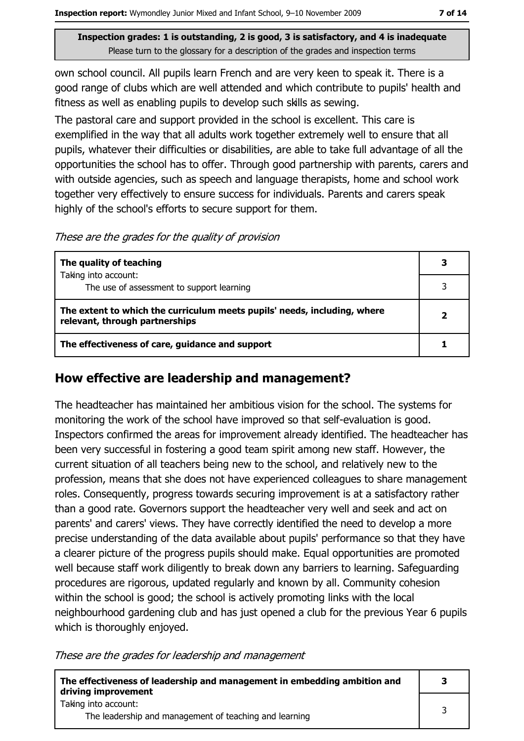Inspection grades: 1 is outstanding, 2 is good, 3 is satisfactory, and 4 is inadequate
Please turn to the glossary for a description of the grades and inspection terms

own school council. All pupils learn French and are very keen to speak it. There is a good range of clubs which are well attended and which contribute to pupils' health and fitness as well as enabling pupils to develop such skills as sewing.

The pastoral care and support provided in the school is excellent. This care is exemplified in the way that all adults work together extremely well to ensure that all pupils, whatever their difficulties or disabilities, are able to take full advantage of all the opportunities the school has to offer. Through good partnership with parents, carers and with outside agencies, such as speech and language therapists, home and school work together very effectively to ensure success for individuals. Parents and carers speak highly of the school's efforts to secure support for them.

*These are the grades for the quality of provision*

| | |
|---|---|
| **The quality of teaching** | **3** |
| Taking into account: The use of assessment to support learning | 3 |
| **The extent to which the curriculum meets pupils' needs, including, where relevant, through partnerships** | **2** |
| **The effectiveness of care, guidance and support** | **1** |

## How effective are leadership and management?

The headteacher has maintained her ambitious vision for the school. The systems for monitoring the work of the school have improved so that self-evaluation is good. Inspectors confirmed the areas for improvement already identified. The headteacher has been very successful in fostering a good team spirit among new staff. However, the current situation of all teachers being new to the school, and relatively new to the profession, means that she does not have experienced colleagues to share management roles. Consequently, progress towards securing improvement is at a satisfactory rather than a good rate. Governors support the headteacher very well and seek and act on parents' and carers' views. They have correctly identified the need to develop a more precise understanding of the data available about pupils' performance so that they have a clearer picture of the progress pupils should make. Equal opportunities are promoted well because staff work diligently to break down any barriers to learning. Safeguarding procedures are rigorous, updated regularly and known by all. Community cohesion within the school is good; the school is actively promoting links with the local neighbourhood gardening club and has just opened a club for the previous Year 6 pupils which is thoroughly enjoyed.

*These are the grades for leadership and management*

| | |
|---|---|
| **The effectiveness of leadership and management in embedding ambition and driving improvement** | **3** |
| Taking into account: The leadership and management of teaching and learning | 3 |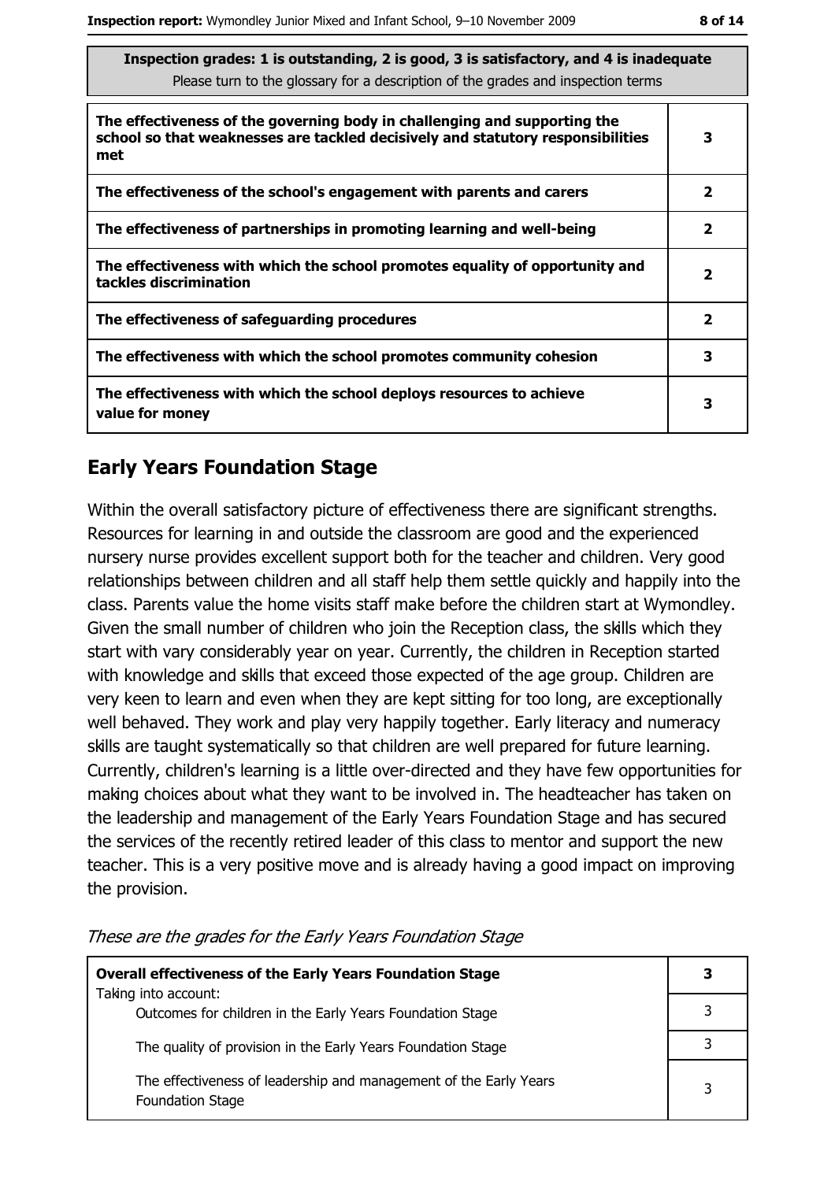**Inspection grades: 1 is outstanding, 2 is good, 3 is satisfactory, and 4 is inadequate**
Please turn to the glossary for a description of the grades and inspection terms

| | |
|---|---|
| **The effectiveness of the governing body in challenging and supporting the school so that weaknesses are tackled decisively and statutory responsibilities met** | **3** |
| **The effectiveness of the school's engagement with parents and carers** | **2** |
| **The effectiveness of partnerships in promoting learning and well-being** | **2** |
| **The effectiveness with which the school promotes equality of opportunity and tackles discrimination** | **2** |
| **The effectiveness of safeguarding procedures** | **2** |
| **The effectiveness with which the school promotes community cohesion** | **3** |
| **The effectiveness with which the school deploys resources to achieve value for money** | **3** |

## Early Years Foundation Stage

Within the overall satisfactory picture of effectiveness there are significant strengths. Resources for learning in and outside the classroom are good and the experienced nursery nurse provides excellent support both for the teacher and children. Very good relationships between children and all staff help them settle quickly and happily into the class. Parents value the home visits staff make before the children start at Wymondley. Given the small number of children who join the Reception class, the skills which they start with vary considerably year on year. Currently, the children in Reception started with knowledge and skills that exceed those expected of the age group. Children are very keen to learn and even when they are kept sitting for too long, are exceptionally well behaved. They work and play very happily together. Early literacy and numeracy skills are taught systematically so that children are well prepared for future learning. Currently, children's learning is a little over-directed and they have few opportunities for making choices about what they want to be involved in. The headteacher has taken on the leadership and management of the Early Years Foundation Stage and has secured the services of the recently retired leader of this class to mentor and support the new teacher. This is a very positive move and is already having a good impact on improving the provision.

*These are the grades for the Early Years Foundation Stage*

| | |
|---|---|
| **Overall effectiveness of the Early Years Foundation Stage** | **3** |
| Taking into account: Outcomes for children in the Early Years Foundation Stage | 3 |
| The quality of provision in the Early Years Foundation Stage | 3 |
| The effectiveness of leadership and management of the Early Years Foundation Stage | 3 |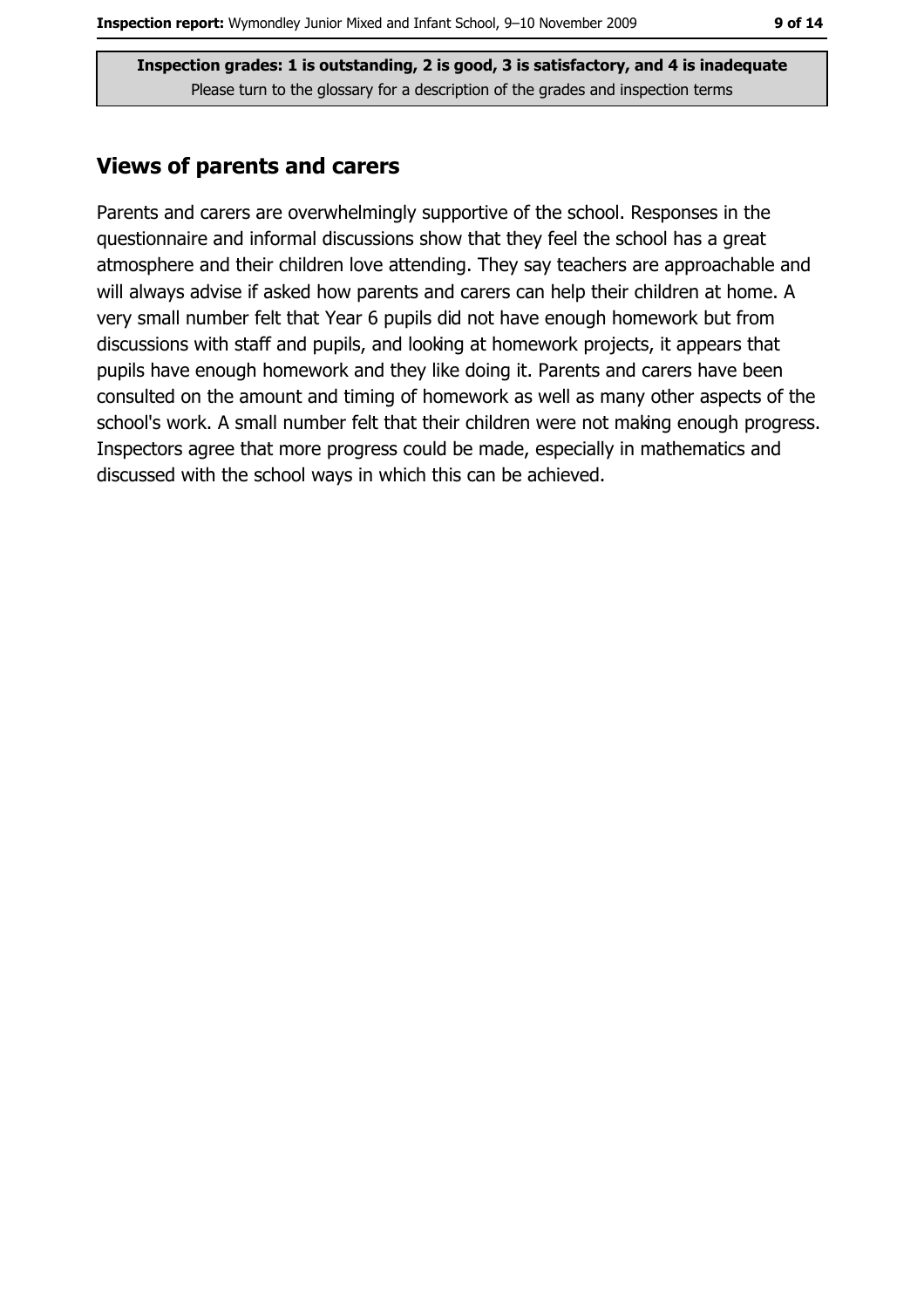**Inspection grades: 1 is outstanding, 2 is good, 3 is satisfactory, and 4 is inadequate**
Please turn to the glossary for a description of the grades and inspection terms

## Views of parents and carers

Parents and carers are overwhelmingly supportive of the school. Responses in the questionnaire and informal discussions show that they feel the school has a great atmosphere and their children love attending. They say teachers are approachable and will always advise if asked how parents and carers can help their children at home. A very small number felt that Year 6 pupils did not have enough homework but from discussions with staff and pupils, and looking at homework projects, it appears that pupils have enough homework and they like doing it. Parents and carers have been consulted on the amount and timing of homework as well as many other aspects of the school's work. A small number felt that their children were not making enough progress. Inspectors agree that more progress could be made, especially in mathematics and discussed with the school ways in which this can be achieved.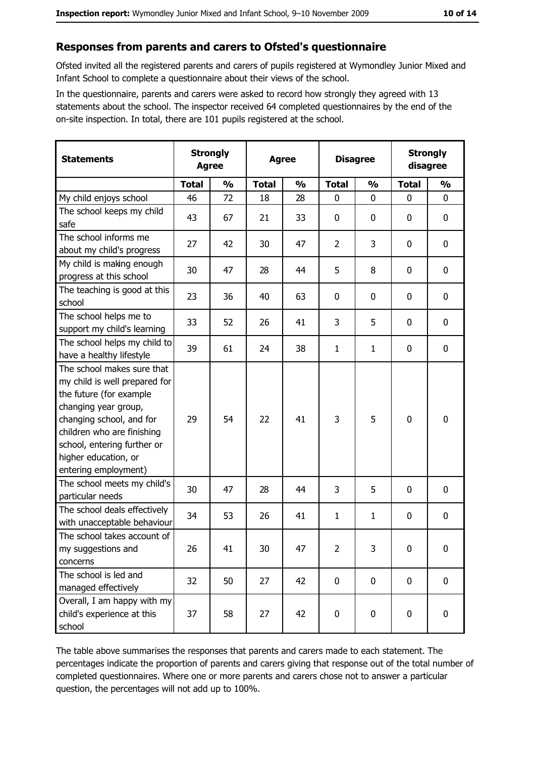## Responses from parents and carers to Ofsted's questionnaire

Ofsted invited all the registered parents and carers of pupils registered at Wymondley Junior Mixed and Infant School to complete a questionnaire about their views of the school.

In the questionnaire, parents and carers were asked to record how strongly they agreed with 13 statements about the school. The inspector received 64 completed questionnaires by the end of the on-site inspection. In total, there are 101 pupils registered at the school.

| Statements | Strongly Agree | | Agree | | Disagree | | Strongly disagree | |
|---|---|---|---|---|---|---|---|---|
| | Total | % | Total | % | Total | % | Total | % |
| My child enjoys school | 46 | 72 | 18 | 28 | 0 | 0 | 0 | 0 |
| The school keeps my child safe | 43 | 67 | 21 | 33 | 0 | 0 | 0 | 0 |
| The school informs me about my child's progress | 27 | 42 | 30 | 47 | 2 | 3 | 0 | 0 |
| My child is making enough progress at this school | 30 | 47 | 28 | 44 | 5 | 8 | 0 | 0 |
| The teaching is good at this school | 23 | 36 | 40 | 63 | 0 | 0 | 0 | 0 |
| The school helps me to support my child's learning | 33 | 52 | 26 | 41 | 3 | 5 | 0 | 0 |
| The school helps my child to have a healthy lifestyle | 39 | 61 | 24 | 38 | 1 | 1 | 0 | 0 |
| The school makes sure that my child is well prepared for the future (for example changing year group, changing school, and for children who are finishing school, entering further or higher education, or entering employment) | 29 | 54 | 22 | 41 | 3 | 5 | 0 | 0 |
| The school meets my child's particular needs | 30 | 47 | 28 | 44 | 3 | 5 | 0 | 0 |
| The school deals effectively with unacceptable behaviour | 34 | 53 | 26 | 41 | 1 | 1 | 0 | 0 |
| The school takes account of my suggestions and concerns | 26 | 41 | 30 | 47 | 2 | 3 | 0 | 0 |
| The school is led and managed effectively | 32 | 50 | 27 | 42 | 0 | 0 | 0 | 0 |
| Overall, I am happy with my child's experience at this school | 37 | 58 | 27 | 42 | 0 | 0 | 0 | 0 |

The table above summarises the responses that parents and carers made to each statement. The percentages indicate the proportion of parents and carers giving that response out of the total number of completed questionnaires. Where one or more parents and carers chose not to answer a particular question, the percentages will not add up to 100%.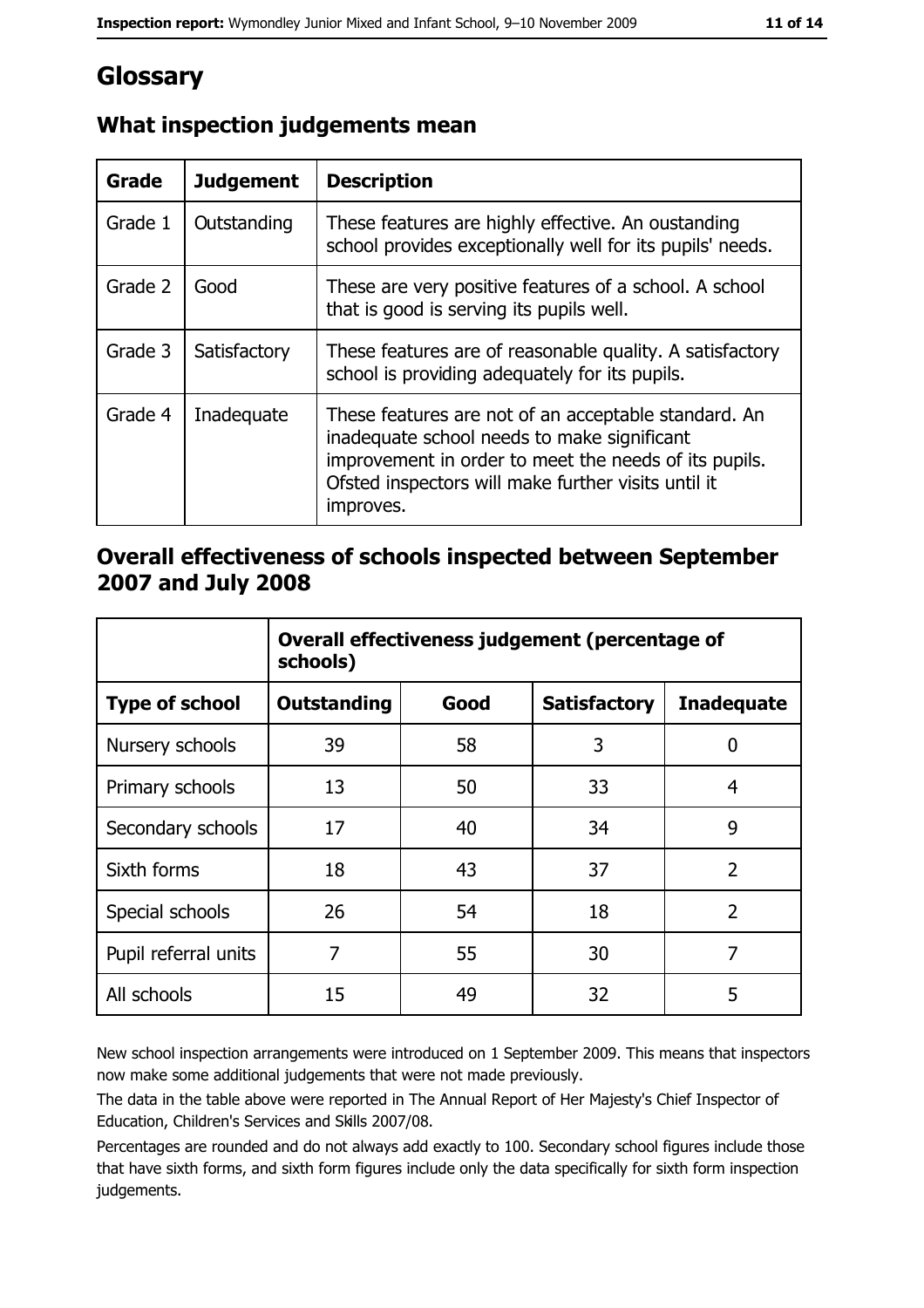# Glossary

## What inspection judgements mean

| Grade | Judgement | Description |
|---|---|---|
| Grade 1 | Outstanding | These features are highly effective. An oustanding school provides exceptionally well for its pupils' needs. |
| Grade 2 | Good | These are very positive features of a school. A school that is good is serving its pupils well. |
| Grade 3 | Satisfactory | These features are of reasonable quality. A satisfactory school is providing adequately for its pupils. |
| Grade 4 | Inadequate | These features are not of an acceptable standard. An inadequate school needs to make significant improvement in order to meet the needs of its pupils. Ofsted inspectors will make further visits until it improves. |

## Overall effectiveness of schools inspected between September 2007 and July 2008

| | Overall effectiveness judgement (percentage of schools) | | | |
|---|---|---|---|---|
| **Type of school** | **Outstanding** | **Good** | **Satisfactory** | **Inadequate** |
| Nursery schools | 39 | 58 | 3 | 0 |
| Primary schools | 13 | 50 | 33 | 4 |
| Secondary schools | 17 | 40 | 34 | 9 |
| Sixth forms | 18 | 43 | 37 | 2 |
| Special schools | 26 | 54 | 18 | 2 |
| Pupil referral units | 7 | 55 | 30 | 7 |
| All schools | 15 | 49 | 32 | 5 |

New school inspection arrangements were introduced on 1 September 2009. This means that inspectors now make some additional judgements that were not made previously.

The data in the table above were reported in The Annual Report of Her Majesty's Chief Inspector of Education, Children's Services and Skills 2007/08.

Percentages are rounded and do not always add exactly to 100. Secondary school figures include those that have sixth forms, and sixth form figures include only the data specifically for sixth form inspection judgements.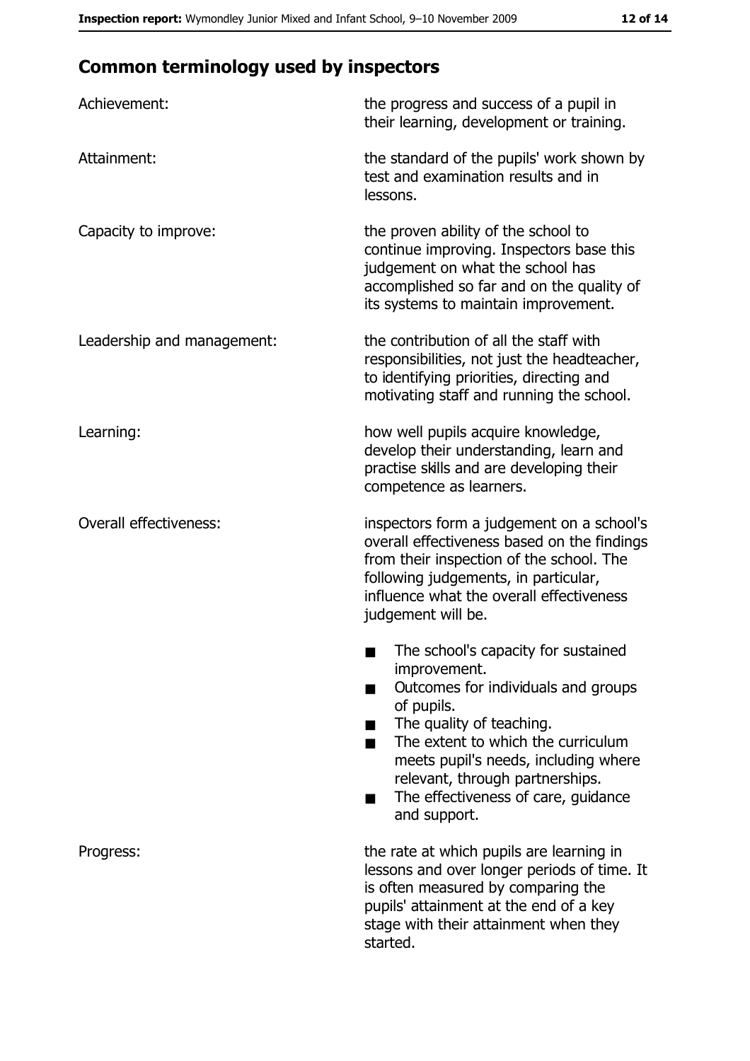## Common terminology used by inspectors

| | |
|---|---|
| Achievement: | the progress and success of a pupil in their learning, development or training. |
| Attainment: | the standard of the pupils' work shown by test and examination results and in lessons. |
| Capacity to improve: | the proven ability of the school to continue improving. Inspectors base this judgement on what the school has accomplished so far and on the quality of its systems to maintain improvement. |
| Leadership and management: | the contribution of all the staff with responsibilities, not just the headteacher, to identifying priorities, directing and motivating staff and running the school. |
| Learning: | how well pupils acquire knowledge, develop their understanding, learn and practise skills and are developing their competence as learners. |
| Overall effectiveness: | inspectors form a judgement on a school's overall effectiveness based on the findings from their inspection of the school. The following judgements, in particular, influence what the overall effectiveness judgement will be.<br>■ The school's capacity for sustained improvement.<br>■ Outcomes for individuals and groups of pupils.<br>■ The quality of teaching.<br>■ The extent to which the curriculum meets pupil's needs, including where relevant, through partnerships.<br>■ The effectiveness of care, guidance and support. |
| Progress: | the rate at which pupils are learning in lessons and over longer periods of time. It is often measured by comparing the pupils' attainment at the end of a key stage with their attainment when they started. |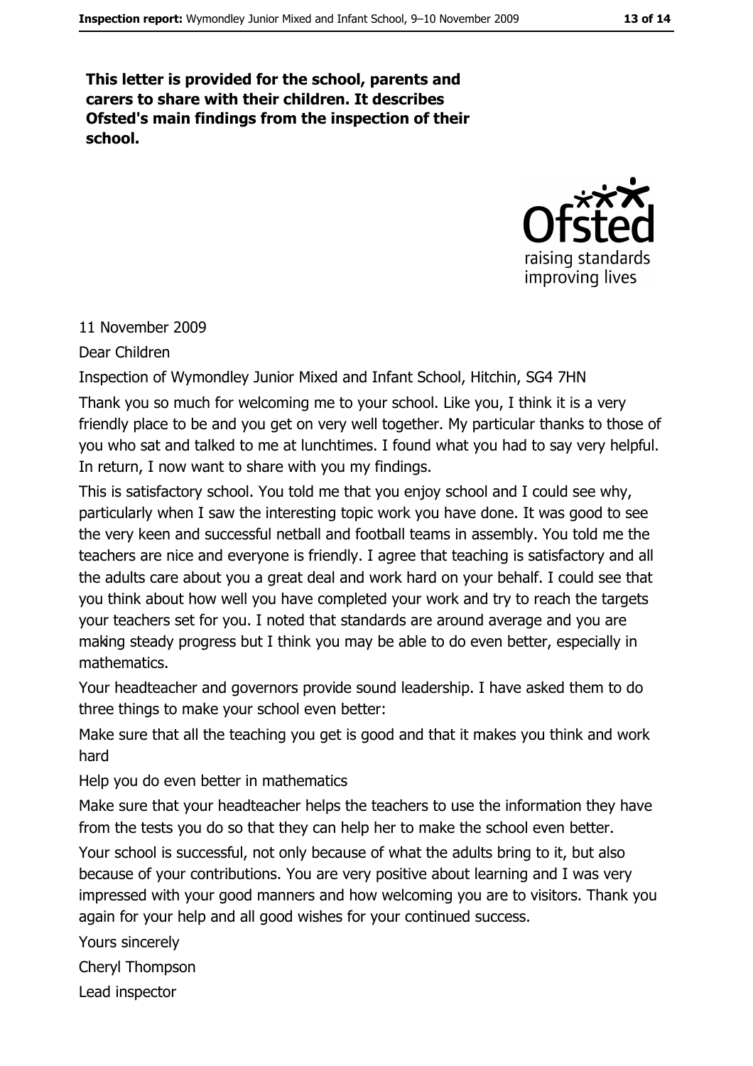**This letter is provided for the school, parents and carers to share with their children. It describes Ofsted's main findings from the inspection of their school.**

11 November 2009

Dear Children

Inspection of Wymondley Junior Mixed and Infant School, Hitchin, SG4 7HN

Thank you so much for welcoming me to your school. Like you, I think it is a very friendly place to be and you get on very well together. My particular thanks to those of you who sat and talked to me at lunchtimes. I found what you had to say very helpful. In return, I now want to share with you my findings.

This is satisfactory school. You told me that you enjoy school and I could see why, particularly when I saw the interesting topic work you have done. It was good to see the very keen and successful netball and football teams in assembly. You told me the teachers are nice and everyone is friendly. I agree that teaching is satisfactory and all the adults care about you a great deal and work hard on your behalf. I could see that you think about how well you have completed your work and try to reach the targets your teachers set for you. I noted that standards are around average and you are making steady progress but I think you may be able to do even better, especially in mathematics.

Your headteacher and governors provide sound leadership. I have asked them to do three things to make your school even better:

Make sure that all the teaching you get is good and that it makes you think and work hard

Help you do even better in mathematics

Make sure that your headteacher helps the teachers to use the information they have from the tests you do so that they can help her to make the school even better.

Your school is successful, not only because of what the adults bring to it, but also because of your contributions. You are very positive about learning and I was very impressed with your good manners and how welcoming you are to visitors. Thank you again for your help and all good wishes for your continued success.

Yours sincerely

Cheryl Thompson

Lead inspector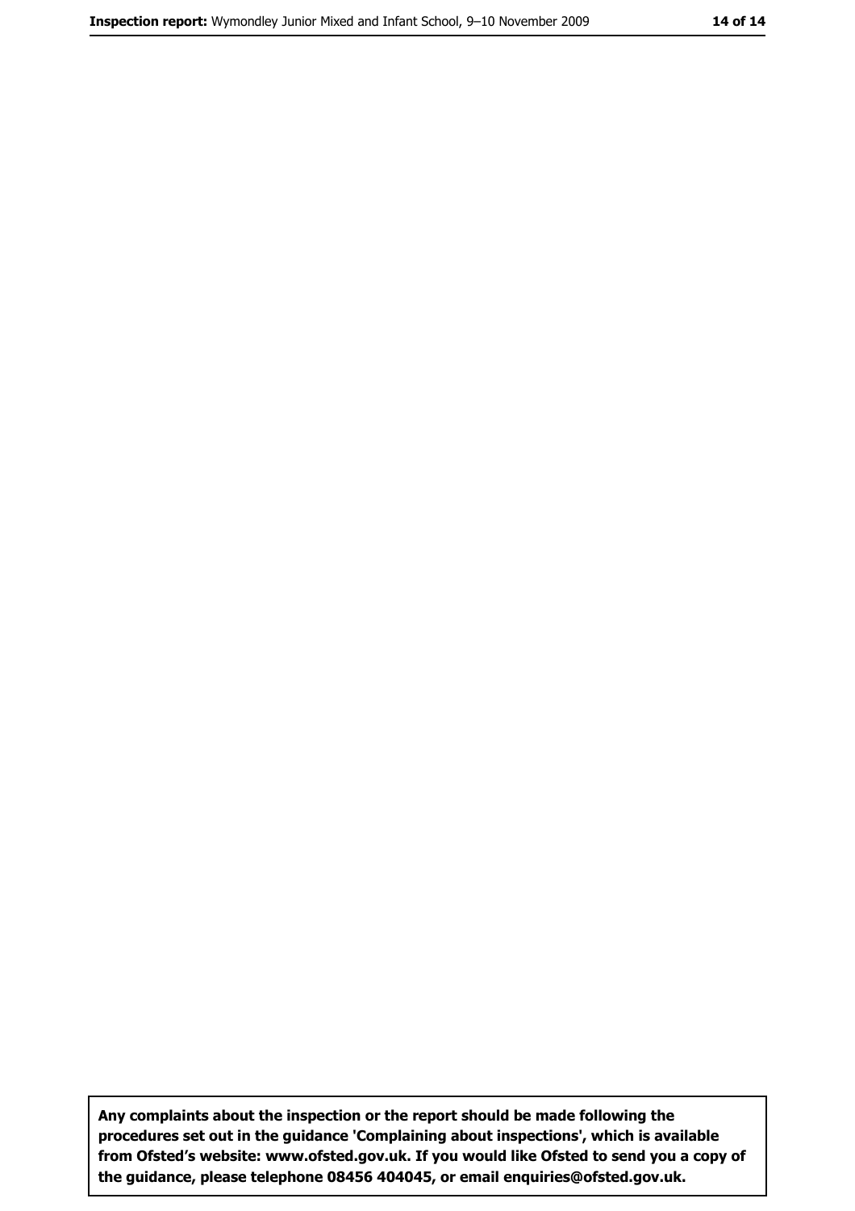**Any complaints about the inspection or the report should be made following the procedures set out in the guidance 'Complaining about inspections', which is available from Ofsted's website: www.ofsted.gov.uk. If you would like Ofsted to send you a copy of the guidance, please telephone 08456 404045, or email enquiries@ofsted.gov.uk.**